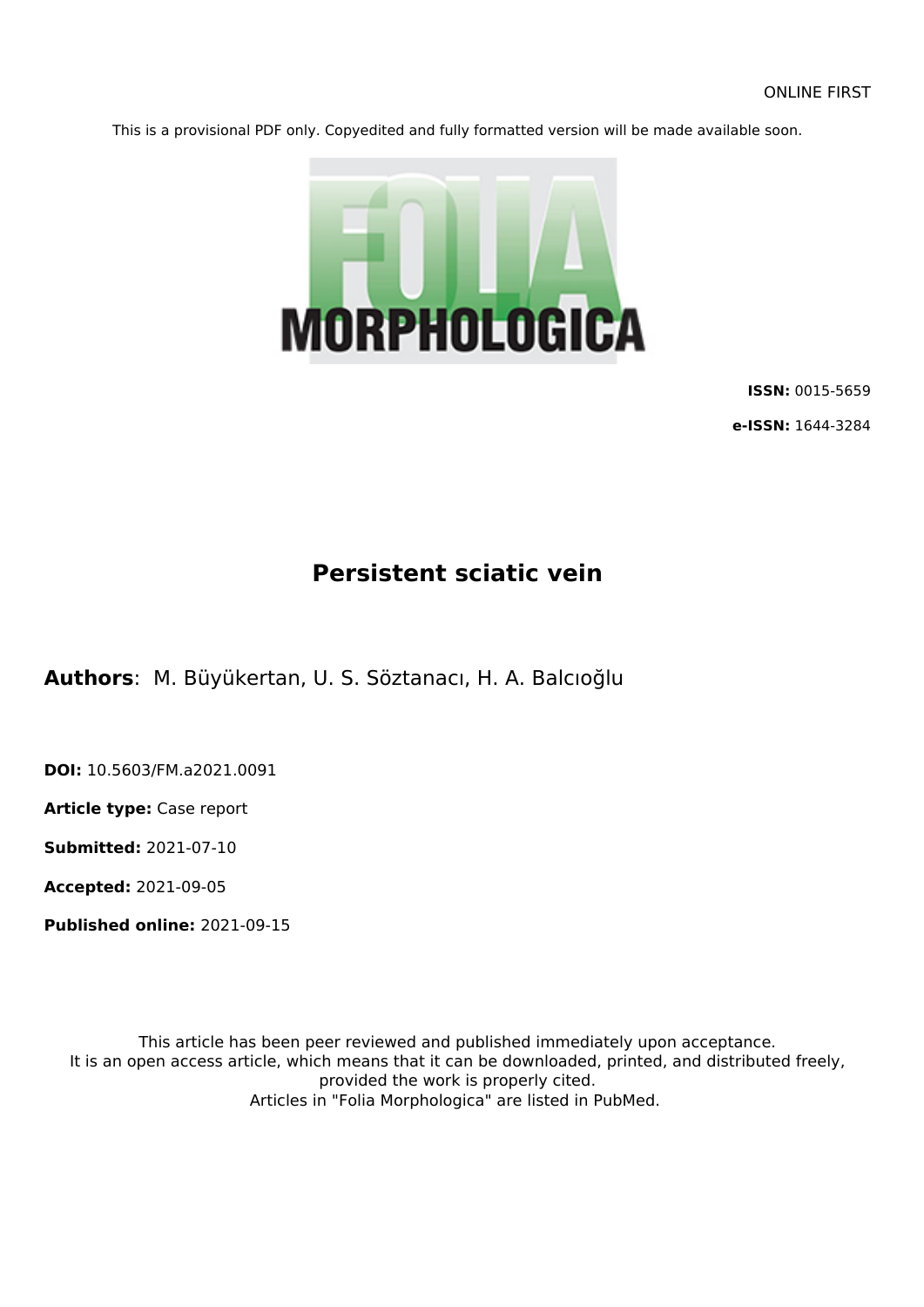ONLINE FIRST

This is a provisional PDF only. Copyedited and fully formatted version will be made available soon.

FOLIA MORPHOLOGICA

**ISSN:** 0015-5659

**e-ISSN:** 1644-3284

# Persistent sciatic vein

**Authors**: M. Büyükertan, U. S. Söztanacı, H. A. Balcıoğlu

**DOI:** 10.5603/FM.a2021.0091

**Article type:** Case report

**Submitted:** 2021-07-10

**Accepted:** 2021-09-05

**Published online:** 2021-09-15

This article has been peer reviewed and published immediately upon acceptance.
It is an open access article, which means that it can be downloaded, printed, and distributed freely, provided the work is properly cited.
Articles in "Folia Morphologica" are listed in PubMed.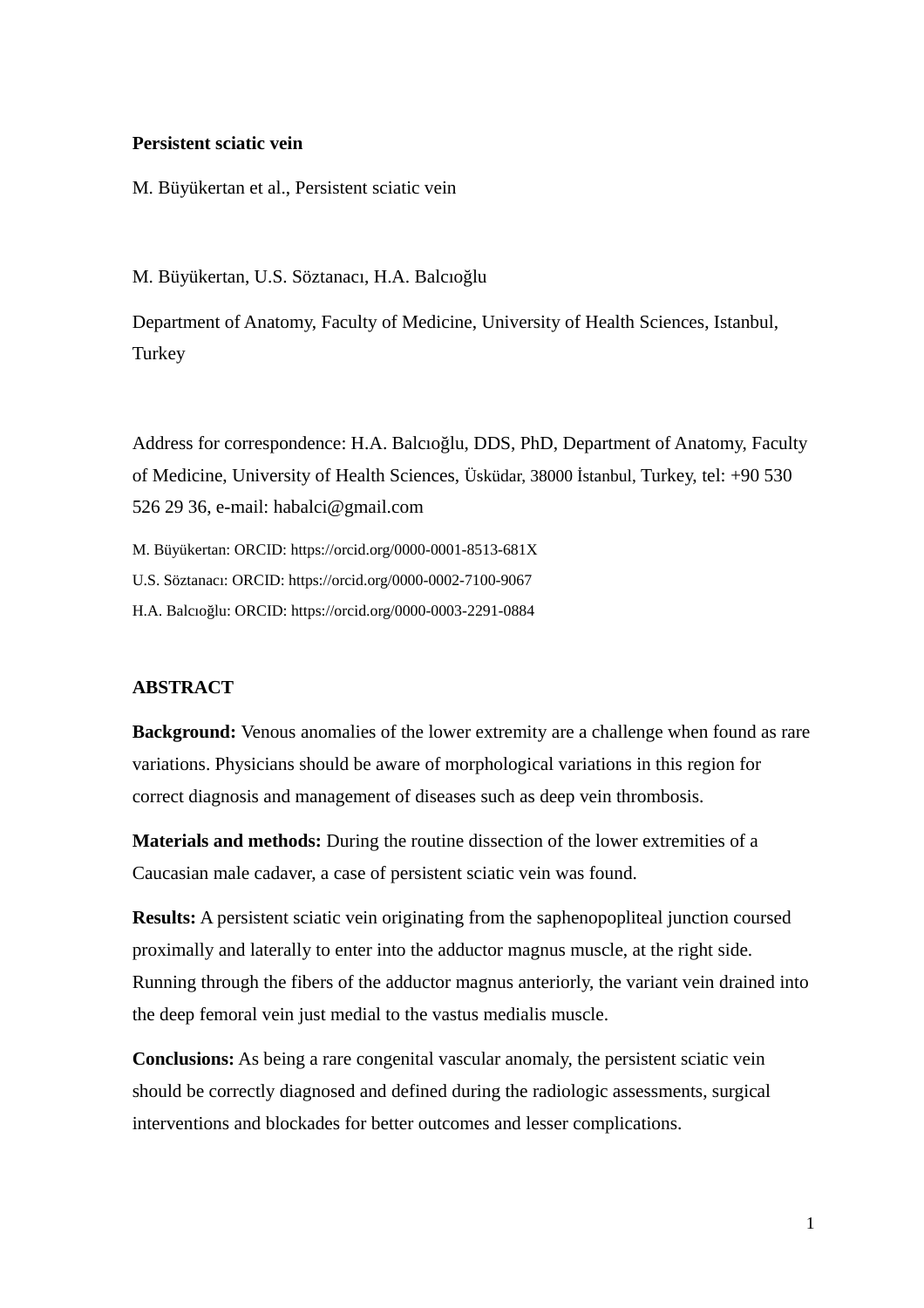**Persistent sciatic vein**

M. Büyükertan et al., Persistent sciatic vein

M. Büyükertan, U.S. Söztanacı, H.A. Balcıoğlu

Department of Anatomy, Faculty of Medicine, University of Health Sciences, Istanbul, Turkey

Address for correspondence: H.A. Balcıoğlu, DDS, PhD, Department of Anatomy, Faculty of Medicine, University of Health Sciences, Üsküdar, 38000 İstanbul, Turkey, tel: +90 530 526 29 36, e-mail: habalci@gmail.com

M. Büyükertan: ORCID: https://orcid.org/0000-0001-8513-681X

U.S. Söztanacı: ORCID: https://orcid.org/0000-0002-7100-9067

H.A. Balcıoğlu: ORCID: https://orcid.org/0000-0003-2291-0884

## ABSTRACT

**Background:** Venous anomalies of the lower extremity are a challenge when found as rare variations. Physicians should be aware of morphological variations in this region for correct diagnosis and management of diseases such as deep vein thrombosis.

**Materials and methods:** During the routine dissection of the lower extremities of a Caucasian male cadaver, a case of persistent sciatic vein was found.

**Results:** A persistent sciatic vein originating from the saphenopopliteal junction coursed proximally and laterally to enter into the adductor magnus muscle, at the right side. Running through the fibers of the adductor magnus anteriorly, the variant vein drained into the deep femoral vein just medial to the vastus medialis muscle.

**Conclusions:** As being a rare congenital vascular anomaly, the persistent sciatic vein should be correctly diagnosed and defined during the radiologic assessments, surgical interventions and blockades for better outcomes and lesser complications.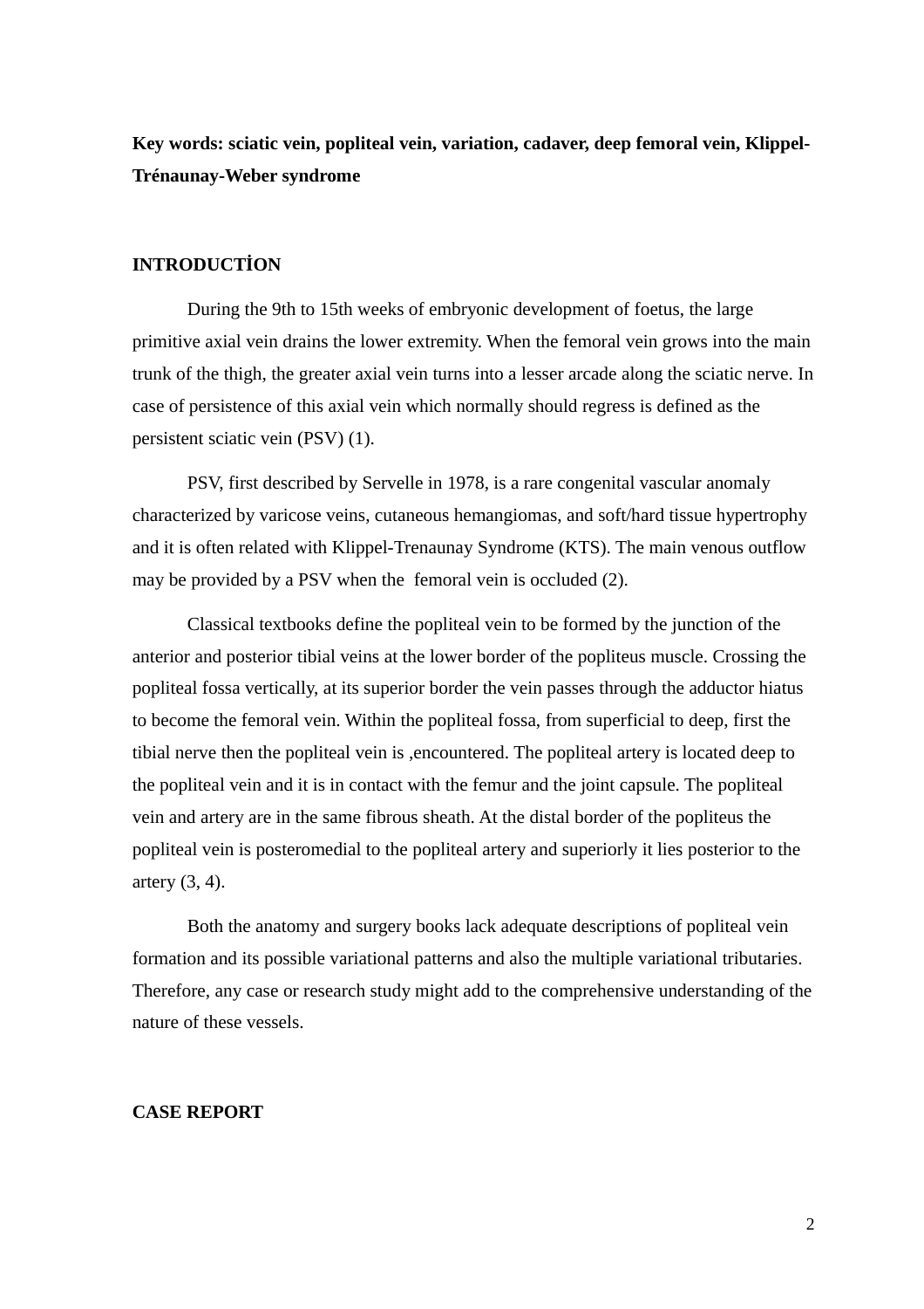**Key words: sciatic vein, popliteal vein, variation, cadaver, deep femoral vein, Klippel-Trénaunay-Weber syndrome**

## INTRODUCTİON

During the 9th to 15th weeks of embryonic development of foetus, the large primitive axial vein drains the lower extremity. When the femoral vein grows into the main trunk of the thigh, the greater axial vein turns into a lesser arcade along the sciatic nerve. In case of persistence of this axial vein which normally should regress is defined as the persistent sciatic vein (PSV) (1).

PSV, first described by Servelle in 1978, is a rare congenital vascular anomaly characterized by varicose veins, cutaneous hemangiomas, and soft/hard tissue hypertrophy and it is often related with Klippel-Trenaunay Syndrome (KTS). The main venous outflow may be provided by a PSV when the femoral vein is occluded (2).

Classical textbooks define the popliteal vein to be formed by the junction of the anterior and posterior tibial veins at the lower border of the popliteus muscle. Crossing the popliteal fossa vertically, at its superior border the vein passes through the adductor hiatus to become the femoral vein. Within the popliteal fossa, from superficial to deep, first the tibial nerve then the popliteal vein is ,encountered. The popliteal artery is located deep to the popliteal vein and it is in contact with the femur and the joint capsule. The popliteal vein and artery are in the same fibrous sheath. At the distal border of the popliteus the popliteal vein is posteromedial to the popliteal artery and superiorly it lies posterior to the artery (3, 4).

Both the anatomy and surgery books lack adequate descriptions of popliteal vein formation and its possible variational patterns and also the multiple variational tributaries. Therefore, any case or research study might add to the comprehensive understanding of the nature of these vessels.

## CASE REPORT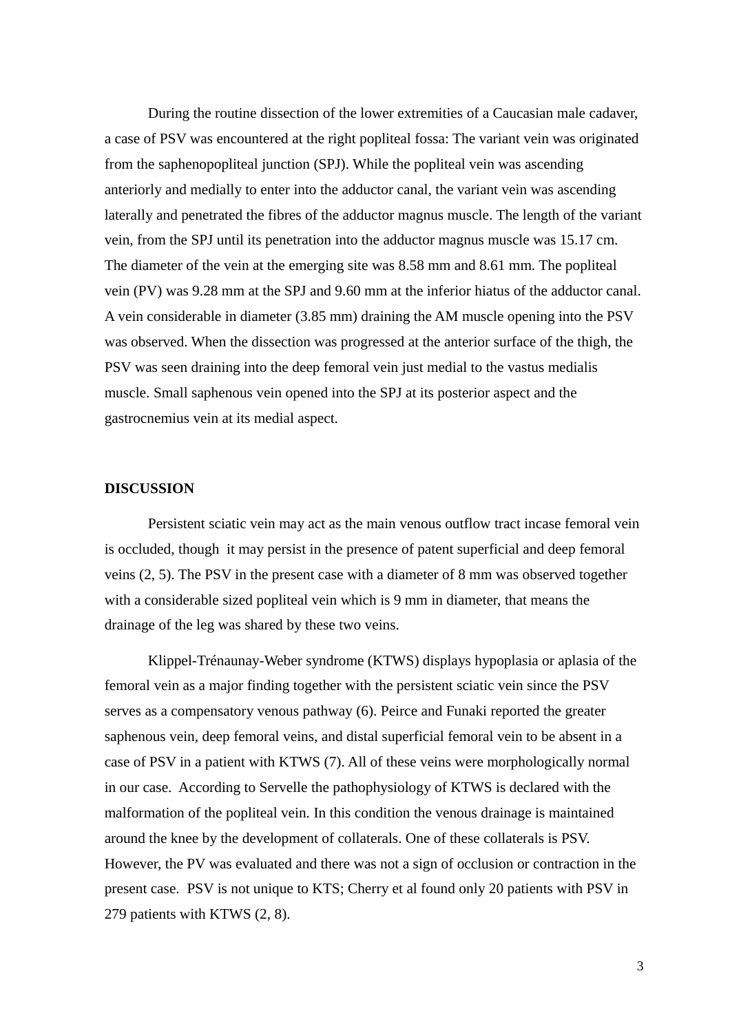During the routine dissection of the lower extremities of a Caucasian male cadaver, a case of PSV was encountered at the right popliteal fossa: The variant vein was originated from the saphenopopliteal junction (SPJ). While the popliteal vein was ascending anteriorly and medially to enter into the adductor canal, the variant vein was ascending laterally and penetrated the fibres of the adductor magnus muscle. The length of the variant vein, from the SPJ until its penetration into the adductor magnus muscle was 15.17 cm. The diameter of the vein at the emerging site was 8.58 mm and 8.61 mm. The popliteal vein (PV) was 9.28 mm at the SPJ and 9.60 mm at the inferior hiatus of the adductor canal. A vein considerable in diameter (3.85 mm) draining the AM muscle opening into the PSV was observed. When the dissection was progressed at the anterior surface of the thigh, the PSV was seen draining into the deep femoral vein just medial to the vastus medialis muscle. Small saphenous vein opened into the SPJ at its posterior aspect and the gastrocnemius vein at its medial aspect.

## DISCUSSION

Persistent sciatic vein may act as the main venous outflow tract incase femoral vein is occluded, though it may persist in the presence of patent superficial and deep femoral veins (2, 5). The PSV in the present case with a diameter of 8 mm was observed together with a considerable sized popliteal vein which is 9 mm in diameter, that means the drainage of the leg was shared by these two veins.

Klippel-Trénaunay-Weber syndrome (KTWS) displays hypoplasia or aplasia of the femoral vein as a major finding together with the persistent sciatic vein since the PSV serves as a compensatory venous pathway (6). Peirce and Funaki reported the greater saphenous vein, deep femoral veins, and distal superficial femoral vein to be absent in a case of PSV in a patient with KTWS (7). All of these veins were morphologically normal in our case. According to Servelle the pathophysiology of KTWS is declared with the malformation of the popliteal vein. In this condition the venous drainage is maintained around the knee by the development of collaterals. One of these collaterals is PSV. However, the PV was evaluated and there was not a sign of occlusion or contraction in the present case. PSV is not unique to KTS; Cherry et al found only 20 patients with PSV in 279 patients with KTWS (2, 8).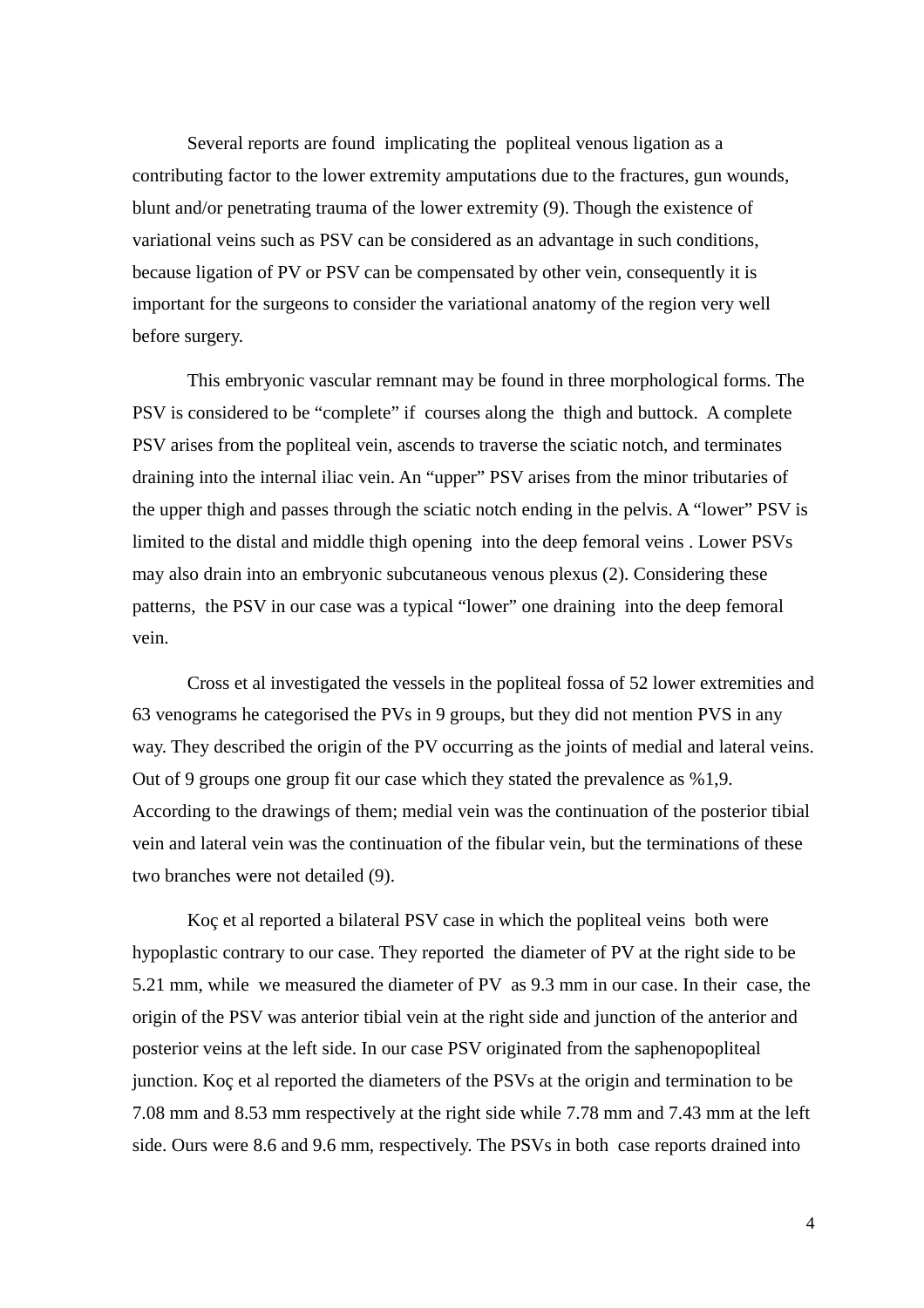Several reports are found implicating the popliteal venous ligation as a contributing factor to the lower extremity amputations due to the fractures, gun wounds, blunt and/or penetrating trauma of the lower extremity (9). Though the existence of variational veins such as PSV can be considered as an advantage in such conditions, because ligation of PV or PSV can be compensated by other vein, consequently it is important for the surgeons to consider the variational anatomy of the region very well before surgery.

This embryonic vascular remnant may be found in three morphological forms. The PSV is considered to be “complete” if courses along the thigh and buttock. A complete PSV arises from the popliteal vein, ascends to traverse the sciatic notch, and terminates draining into the internal iliac vein. An “upper” PSV arises from the minor tributaries of the upper thigh and passes through the sciatic notch ending in the pelvis. A “lower” PSV is limited to the distal and middle thigh opening into the deep femoral veins . Lower PSVs may also drain into an embryonic subcutaneous venous plexus (2). Considering these patterns, the PSV in our case was a typical “lower” one draining into the deep femoral vein.

Cross et al investigated the vessels in the popliteal fossa of 52 lower extremities and 63 venograms he categorised the PVs in 9 groups, but they did not mention PVS in any way. They described the origin of the PV occurring as the joints of medial and lateral veins. Out of 9 groups one group fit our case which they stated the prevalence as %1,9. According to the drawings of them; medial vein was the continuation of the posterior tibial vein and lateral vein was the continuation of the fibular vein, but the terminations of these two branches were not detailed (9).

Koç et al reported a bilateral PSV case in which the popliteal veins both were hypoplastic contrary to our case. They reported the diameter of PV at the right side to be 5.21 mm, while we measured the diameter of PV as 9.3 mm in our case. In their case, the origin of the PSV was anterior tibial vein at the right side and junction of the anterior and posterior veins at the left side. In our case PSV originated from the saphenopopliteal junction. Koç et al reported the diameters of the PSVs at the origin and termination to be 7.08 mm and 8.53 mm respectively at the right side while 7.78 mm and 7.43 mm at the left side. Ours were 8.6 and 9.6 mm, respectively. The PSVs in both case reports drained into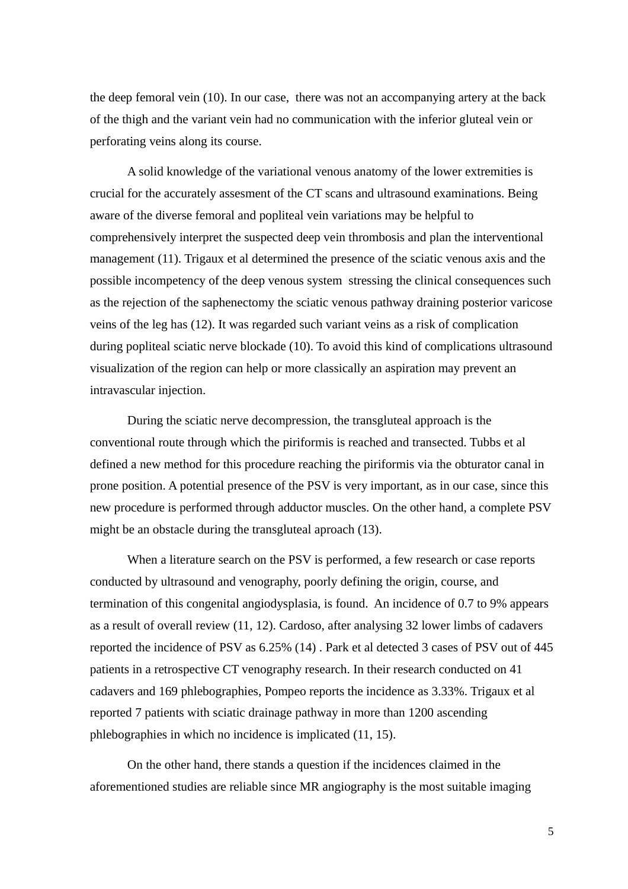the deep femoral vein (10). In our case, there was not an accompanying artery at the back of the thigh and the variant vein had no communication with the inferior gluteal vein or perforating veins along its course.

A solid knowledge of the variational venous anatomy of the lower extremities is crucial for the accurately assesment of the CT scans and ultrasound examinations. Being aware of the diverse femoral and popliteal vein variations may be helpful to comprehensively interpret the suspected deep vein thrombosis and plan the interventional management (11). Trigaux et al determined the presence of the sciatic venous axis and the possible incompetency of the deep venous system stressing the clinical consequences such as the rejection of the saphenectomy the sciatic venous pathway draining posterior varicose veins of the leg has (12). It was regarded such variant veins as a risk of complication during popliteal sciatic nerve blockade (10). To avoid this kind of complications ultrasound visualization of the region can help or more classically an aspiration may prevent an intravascular injection.

During the sciatic nerve decompression, the transgluteal approach is the conventional route through which the piriformis is reached and transected. Tubbs et al defined a new method for this procedure reaching the piriformis via the obturator canal in prone position. A potential presence of the PSV is very important, as in our case, since this new procedure is performed through adductor muscles. On the other hand, a complete PSV might be an obstacle during the transgluteal aproach (13).

When a literature search on the PSV is performed, a few research or case reports conducted by ultrasound and venography, poorly defining the origin, course, and termination of this congenital angiodysplasia, is found. An incidence of 0.7 to 9% appears as a result of overall review (11, 12). Cardoso, after analysing 32 lower limbs of cadavers reported the incidence of PSV as 6.25% (14) . Park et al detected 3 cases of PSV out of 445 patients in a retrospective CT venography research. In their research conducted on 41 cadavers and 169 phlebographies, Pompeo reports the incidence as 3.33%. Trigaux et al reported 7 patients with sciatic drainage pathway in more than 1200 ascending phlebographies in which no incidence is implicated (11, 15).

On the other hand, there stands a question if the incidences claimed in the aforementioned studies are reliable since MR angiography is the most suitable imaging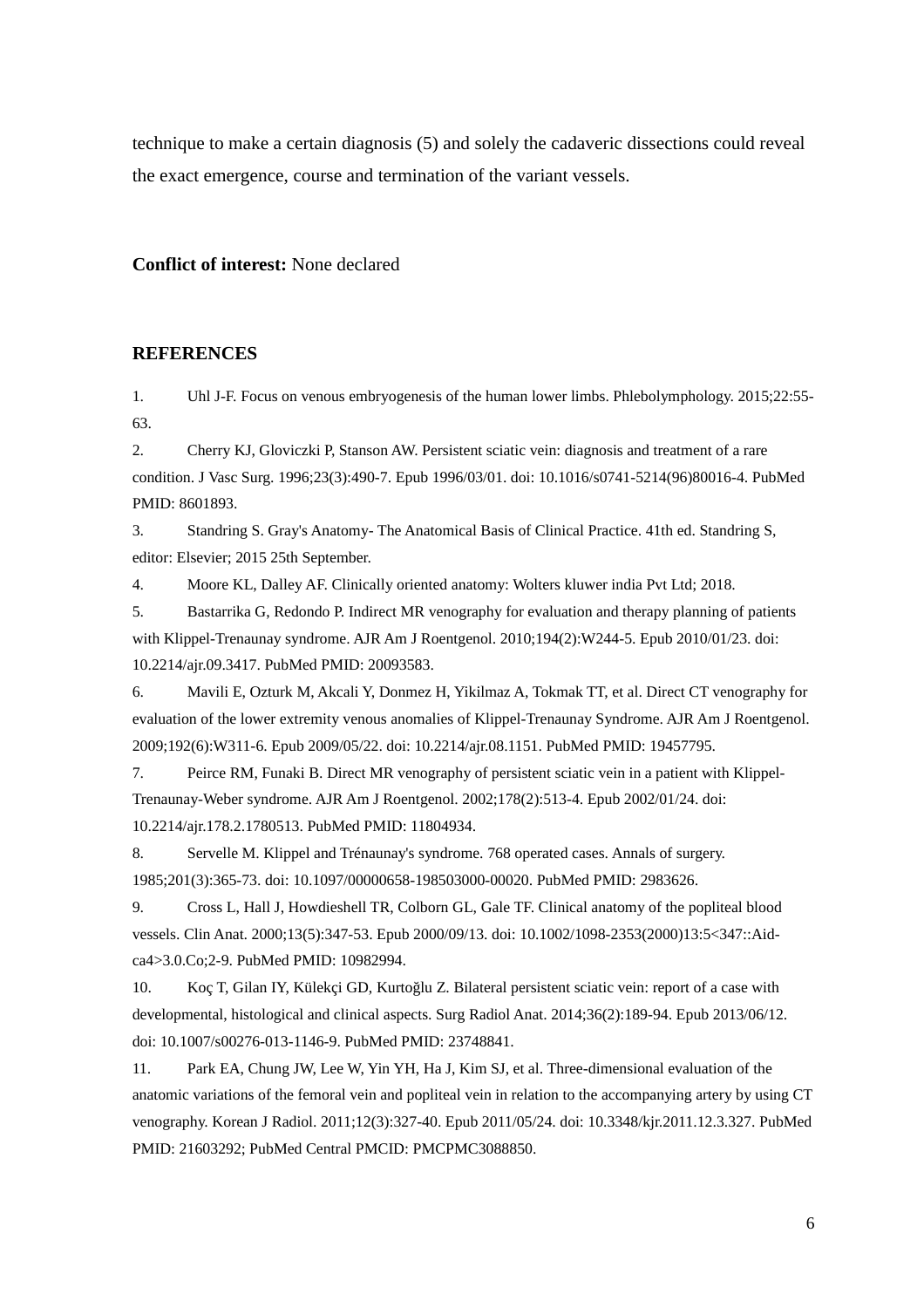technique to make a certain diagnosis (5) and solely the cadaveric dissections could reveal the exact emergence, course and termination of the variant vessels.

**Conflict of interest:** None declared

## REFERENCES

1. Uhl J-F. Focus on venous embryogenesis of the human lower limbs. Phlebolymphology. 2015;22:55-63.
2. Cherry KJ, Gloviczki P, Stanson AW. Persistent sciatic vein: diagnosis and treatment of a rare condition. J Vasc Surg. 1996;23(3):490-7. Epub 1996/03/01. doi: 10.1016/s0741-5214(96)80016-4. PubMed PMID: 8601893.
3. Standring S. Gray's Anatomy- The Anatomical Basis of Clinical Practice. 41th ed. Standring S, editor: Elsevier; 2015 25th September.
4. Moore KL, Dalley AF. Clinically oriented anatomy: Wolters kluwer india Pvt Ltd; 2018.
5. Bastarrika G, Redondo P. Indirect MR venography for evaluation and therapy planning of patients with Klippel-Trenaunay syndrome. AJR Am J Roentgenol. 2010;194(2):W244-5. Epub 2010/01/23. doi: 10.2214/ajr.09.3417. PubMed PMID: 20093583.
6. Mavili E, Ozturk M, Akcali Y, Donmez H, Yikilmaz A, Tokmak TT, et al. Direct CT venography for evaluation of the lower extremity venous anomalies of Klippel-Trenaunay Syndrome. AJR Am J Roentgenol. 2009;192(6):W311-6. Epub 2009/05/22. doi: 10.2214/ajr.08.1151. PubMed PMID: 19457795.
7. Peirce RM, Funaki B. Direct MR venography of persistent sciatic vein in a patient with Klippel-Trenaunay-Weber syndrome. AJR Am J Roentgenol. 2002;178(2):513-4. Epub 2002/01/24. doi: 10.2214/ajr.178.2.1780513. PubMed PMID: 11804934.
8. Servelle M. Klippel and Trénaunay's syndrome. 768 operated cases. Annals of surgery. 1985;201(3):365-73. doi: 10.1097/00000658-198503000-00020. PubMed PMID: 2983626.
9. Cross L, Hall J, Howdieshell TR, Colborn GL, Gale TF. Clinical anatomy of the popliteal blood vessels. Clin Anat. 2000;13(5):347-53. Epub 2000/09/13. doi: 10.1002/1098-2353(2000)13:5<347::Aid-ca4>3.0.Co;2-9. PubMed PMID: 10982994.
10. Koç T, Gilan IY, Külekçi GD, Kurtoğlu Z. Bilateral persistent sciatic vein: report of a case with developmental, histological and clinical aspects. Surg Radiol Anat. 2014;36(2):189-94. Epub 2013/06/12. doi: 10.1007/s00276-013-1146-9. PubMed PMID: 23748841.
11. Park EA, Chung JW, Lee W, Yin YH, Ha J, Kim SJ, et al. Three-dimensional evaluation of the anatomic variations of the femoral vein and popliteal vein in relation to the accompanying artery by using CT venography. Korean J Radiol. 2011;12(3):327-40. Epub 2011/05/24. doi: 10.3348/kjr.2011.12.3.327. PubMed PMID: 21603292; PubMed Central PMCID: PMCPMC3088850.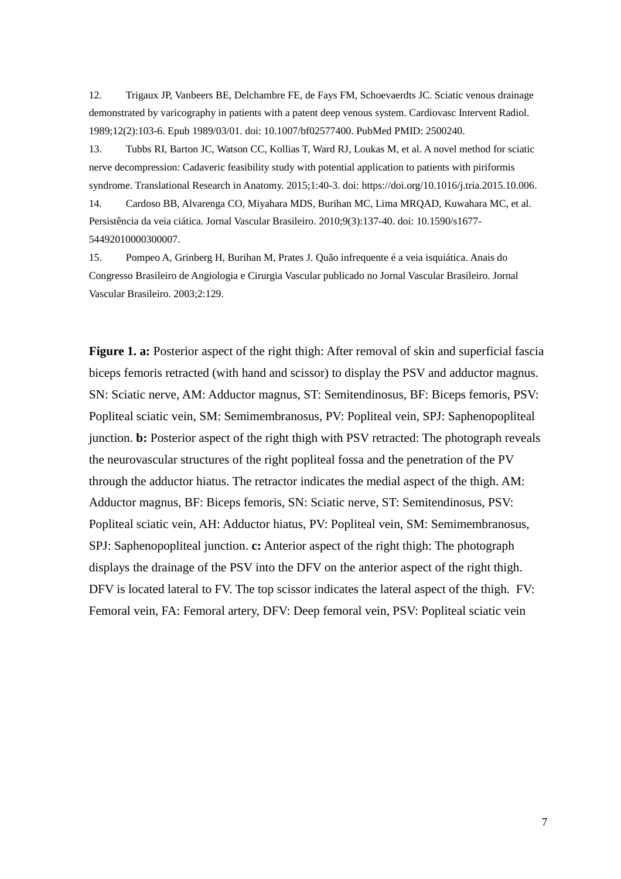12. Trigaux JP, Vanbeers BE, Delchambre FE, de Fays FM, Schoevaerdts JC. Sciatic venous drainage demonstrated by varicography in patients with a patent deep venous system. Cardiovasc Intervent Radiol. 1989;12(2):103-6. Epub 1989/03/01. doi: 10.1007/bf02577400. PubMed PMID: 2500240.

13. Tubbs RI, Barton JC, Watson CC, Kollias T, Ward RJ, Loukas M, et al. A novel method for sciatic nerve decompression: Cadaveric feasibility study with potential application to patients with piriformis syndrome. Translational Research in Anatomy. 2015;1:40-3. doi: https://doi.org/10.1016/j.tria.2015.10.006.

14. Cardoso BB, Alvarenga CO, Miyahara MDS, Burihan MC, Lima MRQAD, Kuwahara MC, et al. Persistência da veia ciática. Jornal Vascular Brasileiro. 2010;9(3):137-40. doi: 10.1590/s1677-54492010000300007.

15. Pompeo A, Grinberg H, Burihan M, Prates J. Quão infrequente é a veia isquiática. Anais do Congresso Brasileiro de Angiologia e Cirurgia Vascular publicado no Jornal Vascular Brasileiro. Jornal Vascular Brasileiro. 2003;2:129.

**Figure 1. a:** Posterior aspect of the right thigh: After removal of skin and superficial fascia biceps femoris retracted (with hand and scissor) to display the PSV and adductor magnus. SN: Sciatic nerve, AM: Adductor magnus, ST: Semitendinosus, BF: Biceps femoris, PSV: Popliteal sciatic vein, SM: Semimembranosus, PV: Popliteal vein, SPJ: Saphenopopliteal junction. **b:** Posterior aspect of the right thigh with PSV retracted: The photograph reveals the neurovascular structures of the right popliteal fossa and the penetration of the PV through the adductor hiatus. The retractor indicates the medial aspect of the thigh. AM: Adductor magnus, BF: Biceps femoris, SN: Sciatic nerve, ST: Semitendinosus, PSV: Popliteal sciatic vein, AH: Adductor hiatus, PV: Popliteal vein, SM: Semimembranosus, SPJ: Saphenopopliteal junction. **c:** Anterior aspect of the right thigh: The photograph displays the drainage of the PSV into the DFV on the anterior aspect of the right thigh. DFV is located lateral to FV. The top scissor indicates the lateral aspect of the thigh. FV: Femoral vein, FA: Femoral artery, DFV: Deep femoral vein, PSV: Popliteal sciatic vein